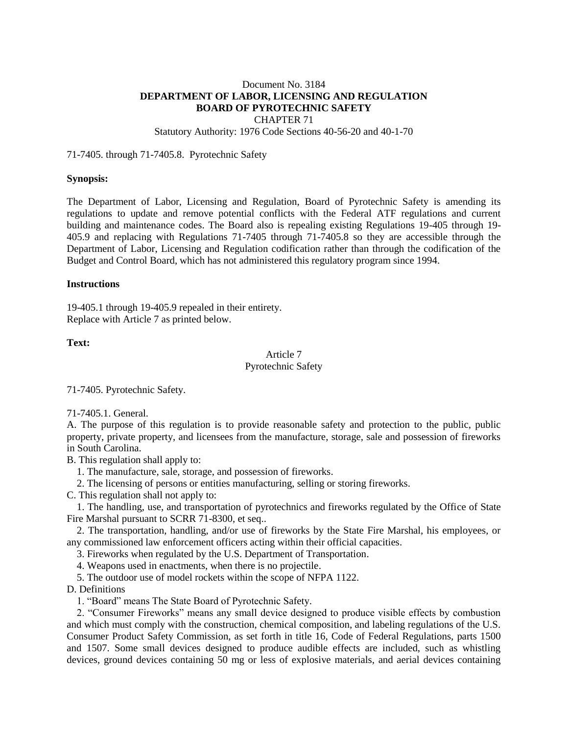Document No. 3184

**DEPARTMENT OF LABOR, LICENSING AND REGULATION**

**BOARD OF PYROTECHNIC SAFETY**

CHAPTER 71

Statutory Authority: 1976 Code Sections 40-56-20 and 40-1-70

71-7405. through 71-7405.8. Pyrotechnic Safety

**Synopsis:**

The Department of Labor, Licensing and Regulation, Board of Pyrotechnic Safety is amending its regulations to update and remove potential conflicts with the Federal ATF regulations and current building and maintenance codes. The Board also is repealing existing Regulations 19-405 through 19-405.9 and replacing with Regulations 71-7405 through 71-7405.8 so they are accessible through the Department of Labor, Licensing and Regulation codification rather than through the codification of the Budget and Control Board, which has not administered this regulatory program since 1994.

**Instructions**

19-405.1 through 19-405.9 repealed in their entirety.
Replace with Article 7 as printed below.

**Text:**

Article 7
Pyrotechnic Safety

71-7405. Pyrotechnic Safety.

71-7405.1. General.

A. The purpose of this regulation is to provide reasonable safety and protection to the public, public property, private property, and licensees from the manufacture, storage, sale and possession of fireworks in South Carolina.

B. This regulation shall apply to:

1. The manufacture, sale, storage, and possession of fireworks.

2. The licensing of persons or entities manufacturing, selling or storing fireworks.

C. This regulation shall not apply to:

1. The handling, use, and transportation of pyrotechnics and fireworks regulated by the Office of State Fire Marshal pursuant to SCRR 71-8300, et seq..

2. The transportation, handling, and/or use of fireworks by the State Fire Marshal, his employees, or any commissioned law enforcement officers acting within their official capacities.

3. Fireworks when regulated by the U.S. Department of Transportation.

4. Weapons used in enactments, when there is no projectile.

5. The outdoor use of model rockets within the scope of NFPA 1122.

D. Definitions

1. "Board" means The State Board of Pyrotechnic Safety.

2. "Consumer Fireworks" means any small device designed to produce visible effects by combustion and which must comply with the construction, chemical composition, and labeling regulations of the U.S. Consumer Product Safety Commission, as set forth in title 16, Code of Federal Regulations, parts 1500 and 1507. Some small devices designed to produce audible effects are included, such as whistling devices, ground devices containing 50 mg or less of explosive materials, and aerial devices containing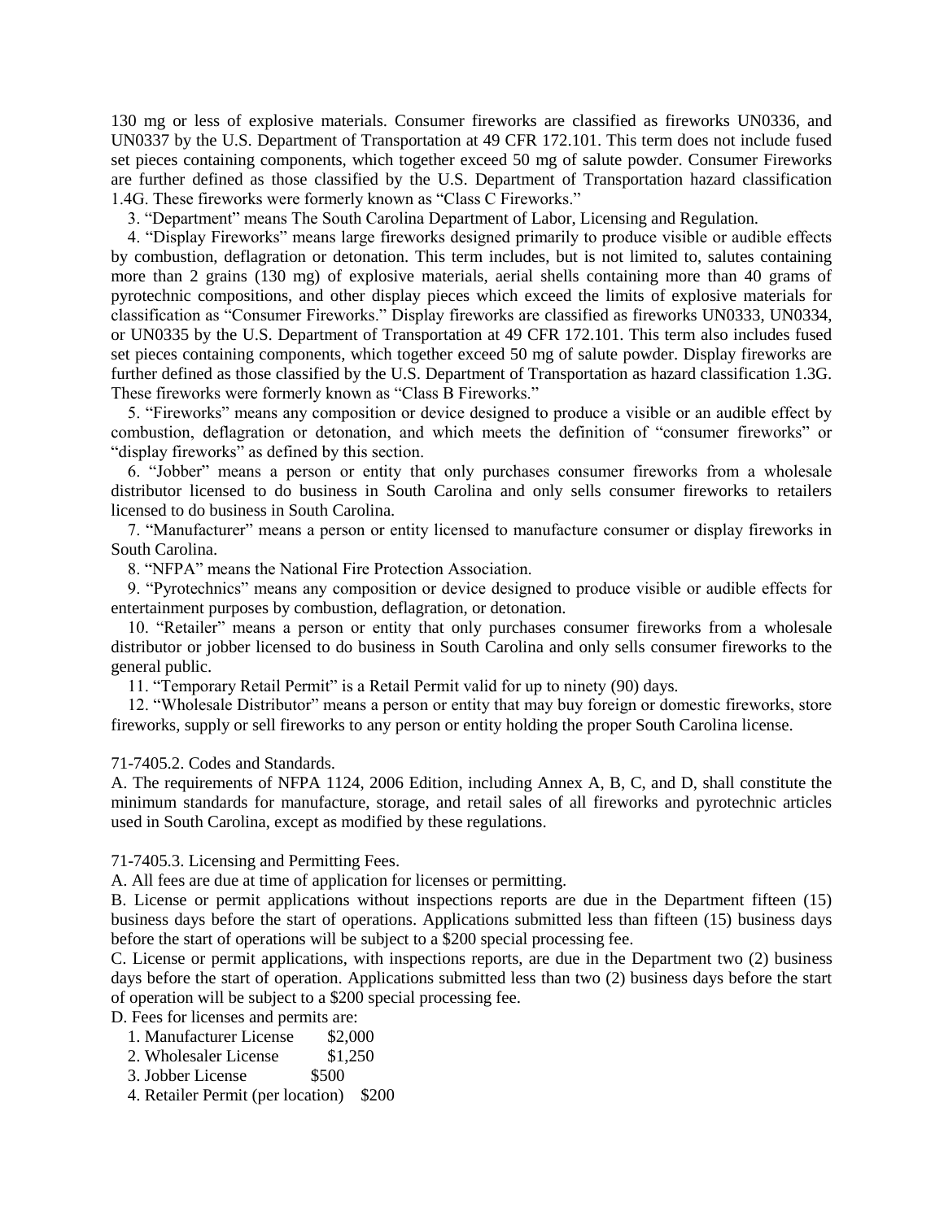130 mg or less of explosive materials. Consumer fireworks are classified as fireworks UN0336, and UN0337 by the U.S. Department of Transportation at 49 CFR 172.101. This term does not include fused set pieces containing components, which together exceed 50 mg of salute powder. Consumer Fireworks are further defined as those classified by the U.S. Department of Transportation hazard classification 1.4G. These fireworks were formerly known as "Class C Fireworks."

3. "Department" means The South Carolina Department of Labor, Licensing and Regulation.

4. "Display Fireworks" means large fireworks designed primarily to produce visible or audible effects by combustion, deflagration or detonation. This term includes, but is not limited to, salutes containing more than 2 grains (130 mg) of explosive materials, aerial shells containing more than 40 grams of pyrotechnic compositions, and other display pieces which exceed the limits of explosive materials for classification as "Consumer Fireworks." Display fireworks are classified as fireworks UN0333, UN0334, or UN0335 by the U.S. Department of Transportation at 49 CFR 172.101. This term also includes fused set pieces containing components, which together exceed 50 mg of salute powder. Display fireworks are further defined as those classified by the U.S. Department of Transportation as hazard classification 1.3G. These fireworks were formerly known as "Class B Fireworks."

5. "Fireworks" means any composition or device designed to produce a visible or an audible effect by combustion, deflagration or detonation, and which meets the definition of "consumer fireworks" or "display fireworks" as defined by this section.

6. "Jobber" means a person or entity that only purchases consumer fireworks from a wholesale distributor licensed to do business in South Carolina and only sells consumer fireworks to retailers licensed to do business in South Carolina.

7. "Manufacturer" means a person or entity licensed to manufacture consumer or display fireworks in South Carolina.

8. "NFPA" means the National Fire Protection Association.

9. "Pyrotechnics" means any composition or device designed to produce visible or audible effects for entertainment purposes by combustion, deflagration, or detonation.

10. "Retailer" means a person or entity that only purchases consumer fireworks from a wholesale distributor or jobber licensed to do business in South Carolina and only sells consumer fireworks to the general public.

11. "Temporary Retail Permit" is a Retail Permit valid for up to ninety (90) days.

12. "Wholesale Distributor" means a person or entity that may buy foreign or domestic fireworks, store fireworks, supply or sell fireworks to any person or entity holding the proper South Carolina license.

71-7405.2. Codes and Standards.

A. The requirements of NFPA 1124, 2006 Edition, including Annex A, B, C, and D, shall constitute the minimum standards for manufacture, storage, and retail sales of all fireworks and pyrotechnic articles used in South Carolina, except as modified by these regulations.

71-7405.3. Licensing and Permitting Fees.

A. All fees are due at time of application for licenses or permitting.

B. License or permit applications without inspections reports are due in the Department fifteen (15) business days before the start of operations. Applications submitted less than fifteen (15) business days before the start of operations will be subject to a $200 special processing fee.

C. License or permit applications, with inspections reports, are due in the Department two (2) business days before the start of operation. Applications submitted less than two (2) business days before the start of operation will be subject to a $200 special processing fee.

D. Fees for licenses and permits are:

1. Manufacturer License $2,000
2. Wholesaler License $1,250
3. Jobber License $500
4. Retailer Permit (per location) $200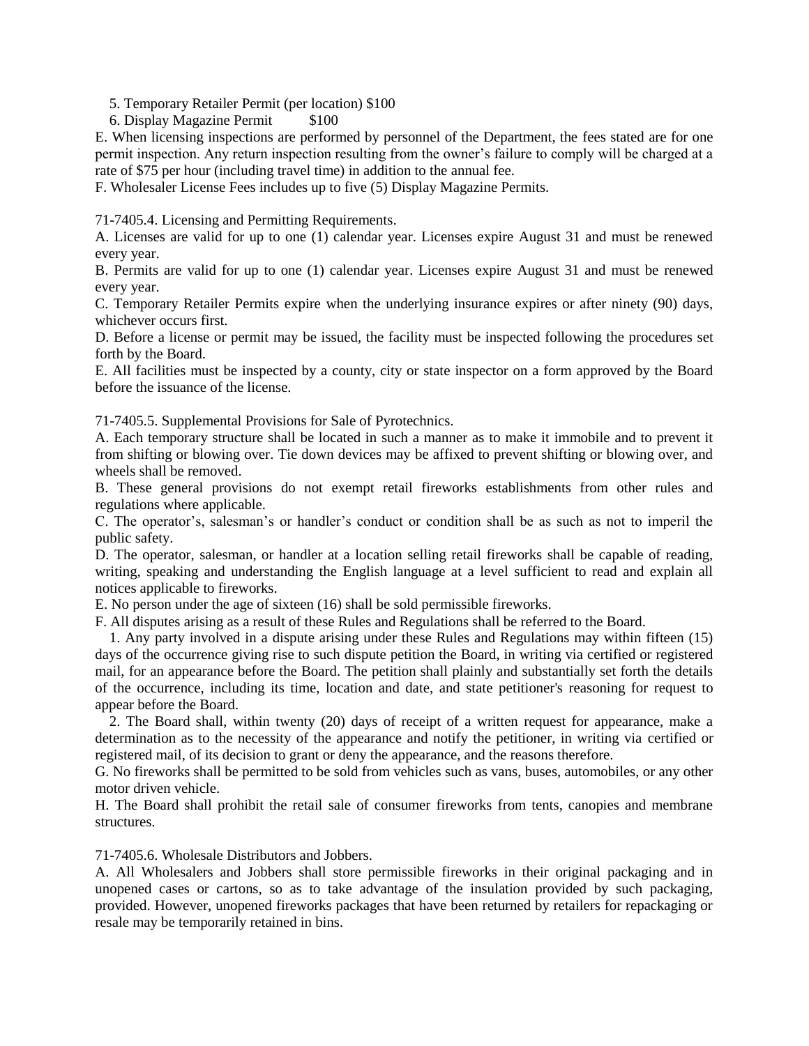5. Temporary Retailer Permit (per location) $100
6. Display Magazine Permit $100

E. When licensing inspections are performed by personnel of the Department, the fees stated are for one permit inspection. Any return inspection resulting from the owner's failure to comply will be charged at a rate of $75 per hour (including travel time) in addition to the annual fee.

F. Wholesaler License Fees includes up to five (5) Display Magazine Permits.

71-7405.4. Licensing and Permitting Requirements.

A. Licenses are valid for up to one (1) calendar year. Licenses expire August 31 and must be renewed every year.

B. Permits are valid for up to one (1) calendar year. Licenses expire August 31 and must be renewed every year.

C. Temporary Retailer Permits expire when the underlying insurance expires or after ninety (90) days, whichever occurs first.

D. Before a license or permit may be issued, the facility must be inspected following the procedures set forth by the Board.

E. All facilities must be inspected by a county, city or state inspector on a form approved by the Board before the issuance of the license.

71-7405.5. Supplemental Provisions for Sale of Pyrotechnics.

A. Each temporary structure shall be located in such a manner as to make it immobile and to prevent it from shifting or blowing over. Tie down devices may be affixed to prevent shifting or blowing over, and wheels shall be removed.

B. These general provisions do not exempt retail fireworks establishments from other rules and regulations where applicable.

C. The operator's, salesman's or handler's conduct or condition shall be as such as not to imperil the public safety.

D. The operator, salesman, or handler at a location selling retail fireworks shall be capable of reading, writing, speaking and understanding the English language at a level sufficient to read and explain all notices applicable to fireworks.

E. No person under the age of sixteen (16) shall be sold permissible fireworks.

F. All disputes arising as a result of these Rules and Regulations shall be referred to the Board.

1. Any party involved in a dispute arising under these Rules and Regulations may within fifteen (15) days of the occurrence giving rise to such dispute petition the Board, in writing via certified or registered mail, for an appearance before the Board. The petition shall plainly and substantially set forth the details of the occurrence, including its time, location and date, and state petitioner's reasoning for request to appear before the Board.

2. The Board shall, within twenty (20) days of receipt of a written request for appearance, make a determination as to the necessity of the appearance and notify the petitioner, in writing via certified or registered mail, of its decision to grant or deny the appearance, and the reasons therefore.

G. No fireworks shall be permitted to be sold from vehicles such as vans, buses, automobiles, or any other motor driven vehicle.

H. The Board shall prohibit the retail sale of consumer fireworks from tents, canopies and membrane structures.

71-7405.6. Wholesale Distributors and Jobbers.

A. All Wholesalers and Jobbers shall store permissible fireworks in their original packaging and in unopened cases or cartons, so as to take advantage of the insulation provided by such packaging, provided. However, unopened fireworks packages that have been returned by retailers for repackaging or resale may be temporarily retained in bins.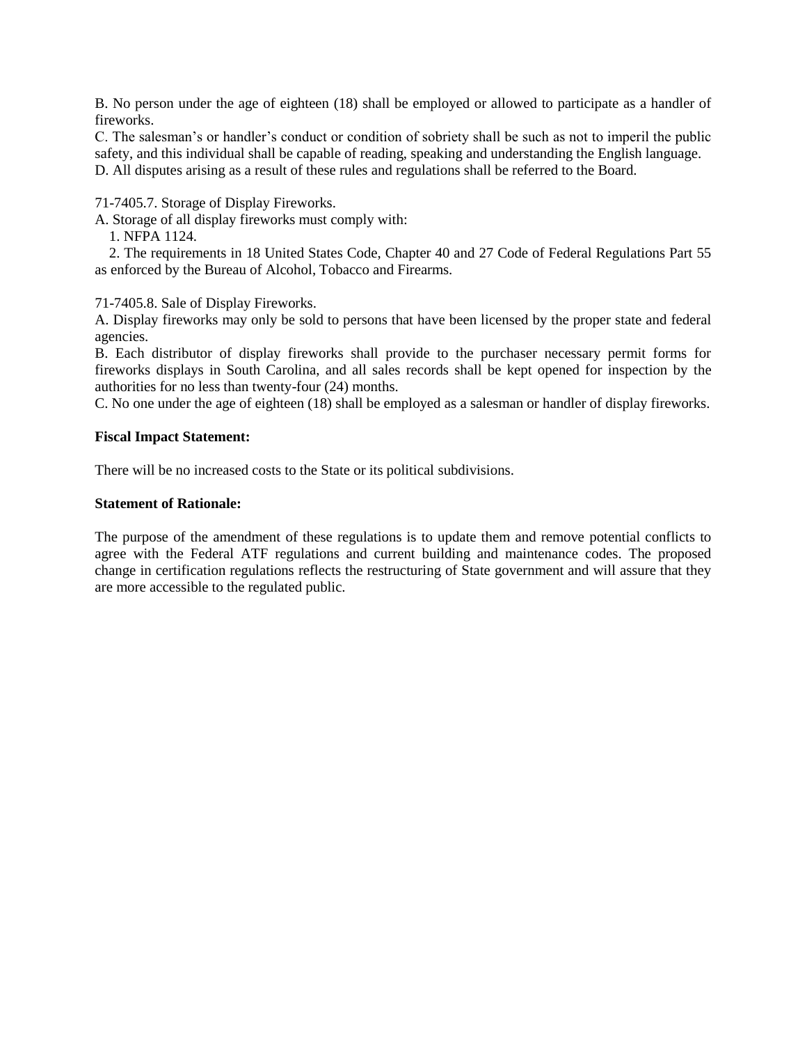B. No person under the age of eighteen (18) shall be employed or allowed to participate as a handler of fireworks.
C. The salesman's or handler's conduct or condition of sobriety shall be such as not to imperil the public safety, and this individual shall be capable of reading, speaking and understanding the English language.
D. All disputes arising as a result of these rules and regulations shall be referred to the Board.

71-7405.7. Storage of Display Fireworks.
A. Storage of all display fireworks must comply with:
1. NFPA 1124.
2. The requirements in 18 United States Code, Chapter 40 and 27 Code of Federal Regulations Part 55 as enforced by the Bureau of Alcohol, Tobacco and Firearms.

71-7405.8. Sale of Display Fireworks.
A. Display fireworks may only be sold to persons that have been licensed by the proper state and federal agencies.
B. Each distributor of display fireworks shall provide to the purchaser necessary permit forms for fireworks displays in South Carolina, and all sales records shall be kept opened for inspection by the authorities for no less than twenty-four (24) months.
C. No one under the age of eighteen (18) shall be employed as a salesman or handler of display fireworks.

**Fiscal Impact Statement:**

There will be no increased costs to the State or its political subdivisions.

**Statement of Rationale:**

The purpose of the amendment of these regulations is to update them and remove potential conflicts to agree with the Federal ATF regulations and current building and maintenance codes. The proposed change in certification regulations reflects the restructuring of State government and will assure that they are more accessible to the regulated public.